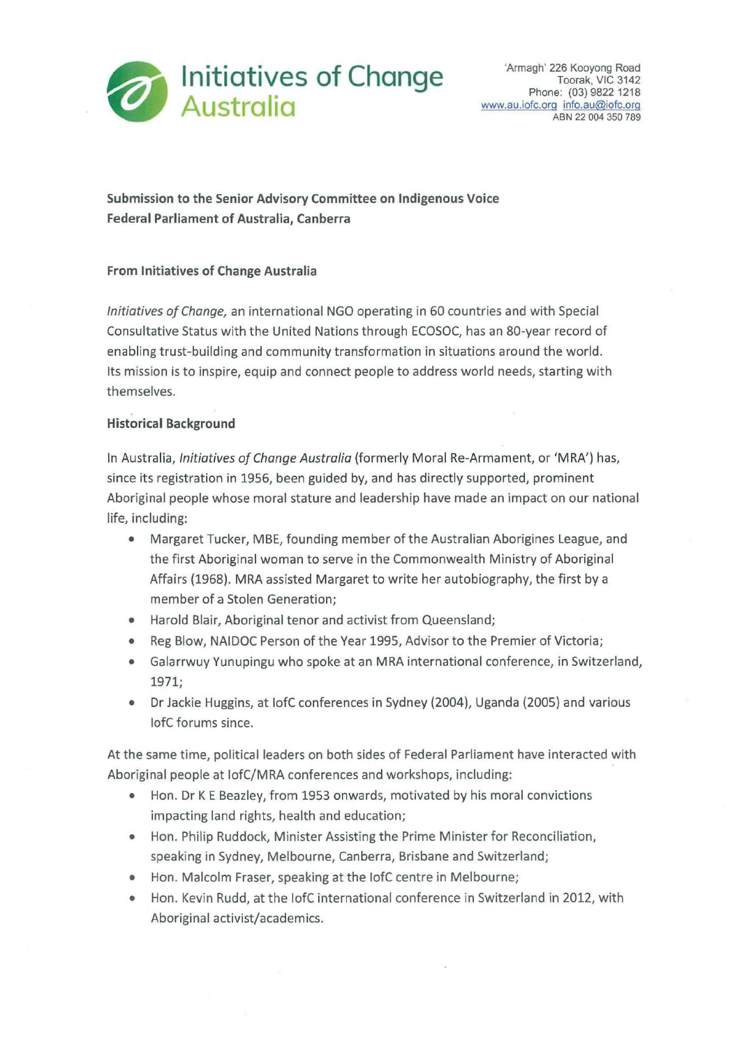# Initiatives of Change Australia

'Armagh' 226 Kooyong Road
Toorak, VIC 3142
Phone: (03) 9822 1218
www.au.iofc.org info.au@iofc.org
ABN 22 004 350 789

**Submission to the Senior Advisory Committee on Indigenous Voice**
**Federal Parliament of Australia, Canberra**

**From Initiatives of Change Australia**

*Initiatives of Change,* an international NGO operating in 60 countries and with Special Consultative Status with the United Nations through ECOSOC, has an 80-year record of enabling trust-building and community transformation in situations around the world. Its mission is to inspire, equip and connect people to address world needs, starting with themselves.

**Historical Background**

In Australia, *Initiatives of Change Australia* (formerly Moral Re-Armament, or 'MRA') has, since its registration in 1956, been guided by, and has directly supported, prominent Aboriginal people whose moral stature and leadership have made an impact on our national life, including:

- Margaret Tucker, MBE, founding member of the Australian Aborigines League, and the first Aboriginal woman to serve in the Commonwealth Ministry of Aboriginal Affairs (1968). MRA assisted Margaret to write her autobiography, the first by a member of a Stolen Generation;
- Harold Blair, Aboriginal tenor and activist from Queensland;
- Reg Blow, NAIDOC Person of the Year 1995, Advisor to the Premier of Victoria;
- Galarrwuy Yunupingu who spoke at an MRA international conference, in Switzerland, 1971;
- Dr Jackie Huggins, at IofC conferences in Sydney (2004), Uganda (2005) and various IofC forums since.

At the same time, political leaders on both sides of Federal Parliament have interacted with Aboriginal people at IofC/MRA conferences and workshops, including:

- Hon. Dr K E Beazley, from 1953 onwards, motivated by his moral convictions impacting land rights, health and education;
- Hon. Philip Ruddock, Minister Assisting the Prime Minister for Reconciliation, speaking in Sydney, Melbourne, Canberra, Brisbane and Switzerland;
- Hon. Malcolm Fraser, speaking at the IofC centre in Melbourne;
- Hon. Kevin Rudd, at the IofC international conference in Switzerland in 2012, with Aboriginal activist/academics.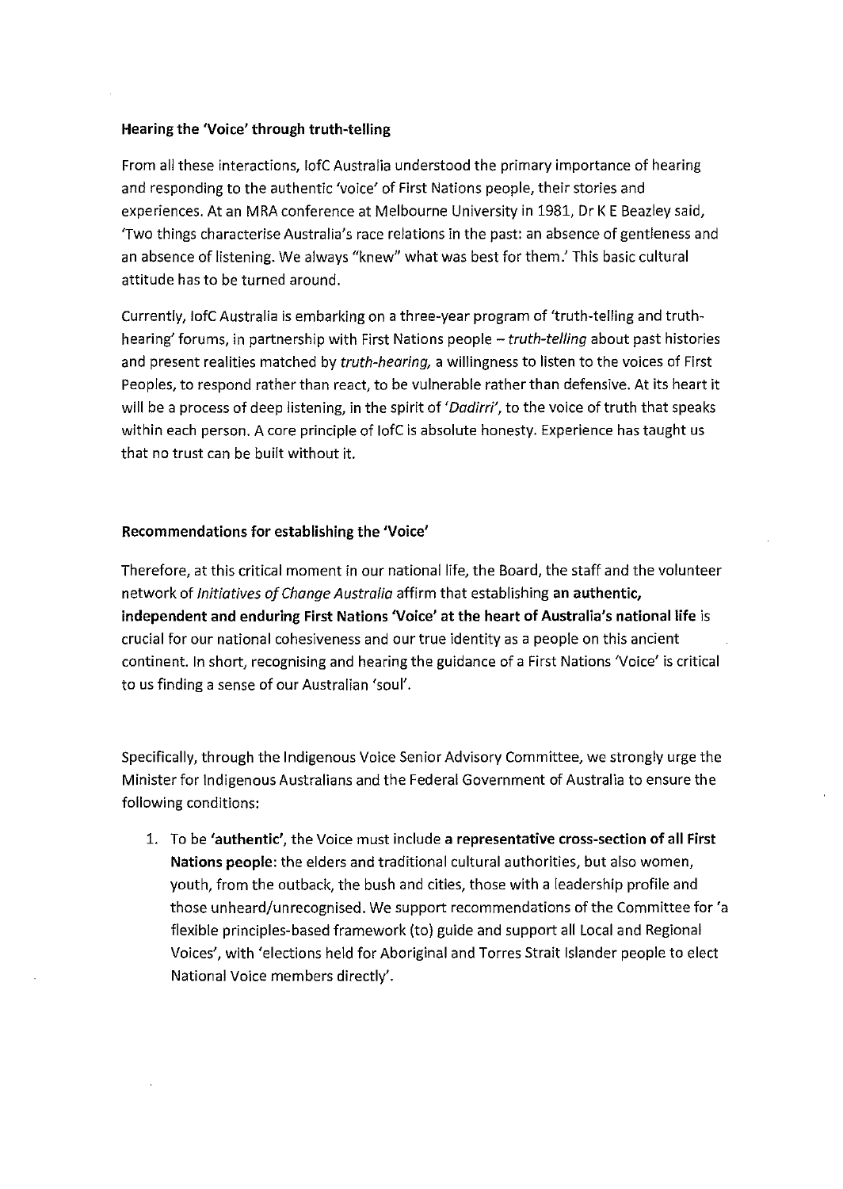**Hearing the 'Voice' through truth-telling**

From all these interactions, IofC Australia understood the primary importance of hearing and responding to the authentic 'voice' of First Nations people, their stories and experiences. At an MRA conference at Melbourne University in 1981, Dr K E Beazley said, 'Two things characterise Australia's race relations in the past: an absence of gentleness and an absence of listening. We always "knew" what was best for them.' This basic cultural attitude has to be turned around.

Currently, IofC Australia is embarking on a three-year program of 'truth-telling and truth-hearing' forums, in partnership with First Nations people – *truth-telling* about past histories and present realities matched by *truth-hearing,* a willingness to listen to the voices of First Peoples, to respond rather than react, to be vulnerable rather than defensive. At its heart it will be a process of deep listening, in the spirit of '*Dadirri*', to the voice of truth that speaks within each person. A core principle of IofC is absolute honesty. Experience has taught us that no trust can be built without it.

**Recommendations for establishing the 'Voice'**

Therefore, at this critical moment in our national life, the Board, the staff and the volunteer network of *Initiatives of Change Australia* affirm that establishing **an authentic, independent and enduring First Nations 'Voice' at the heart of Australia's national life** is crucial for our national cohesiveness and our true identity as a people on this ancient continent. In short, recognising and hearing the guidance of a First Nations 'Voice' is critical to us finding a sense of our Australian 'soul'.

Specifically, through the Indigenous Voice Senior Advisory Committee, we strongly urge the Minister for Indigenous Australians and the Federal Government of Australia to ensure the following conditions:

1. To be **'authentic'**, the Voice must include **a representative cross-section of all First Nations people**: the elders and traditional cultural authorities, but also women, youth, from the outback, the bush and cities, those with a leadership profile and those unheard/unrecognised. We support recommendations of the Committee for 'a flexible principles-based framework (to) guide and support all Local and Regional Voices', with 'elections held for Aboriginal and Torres Strait Islander people to elect National Voice members directly'.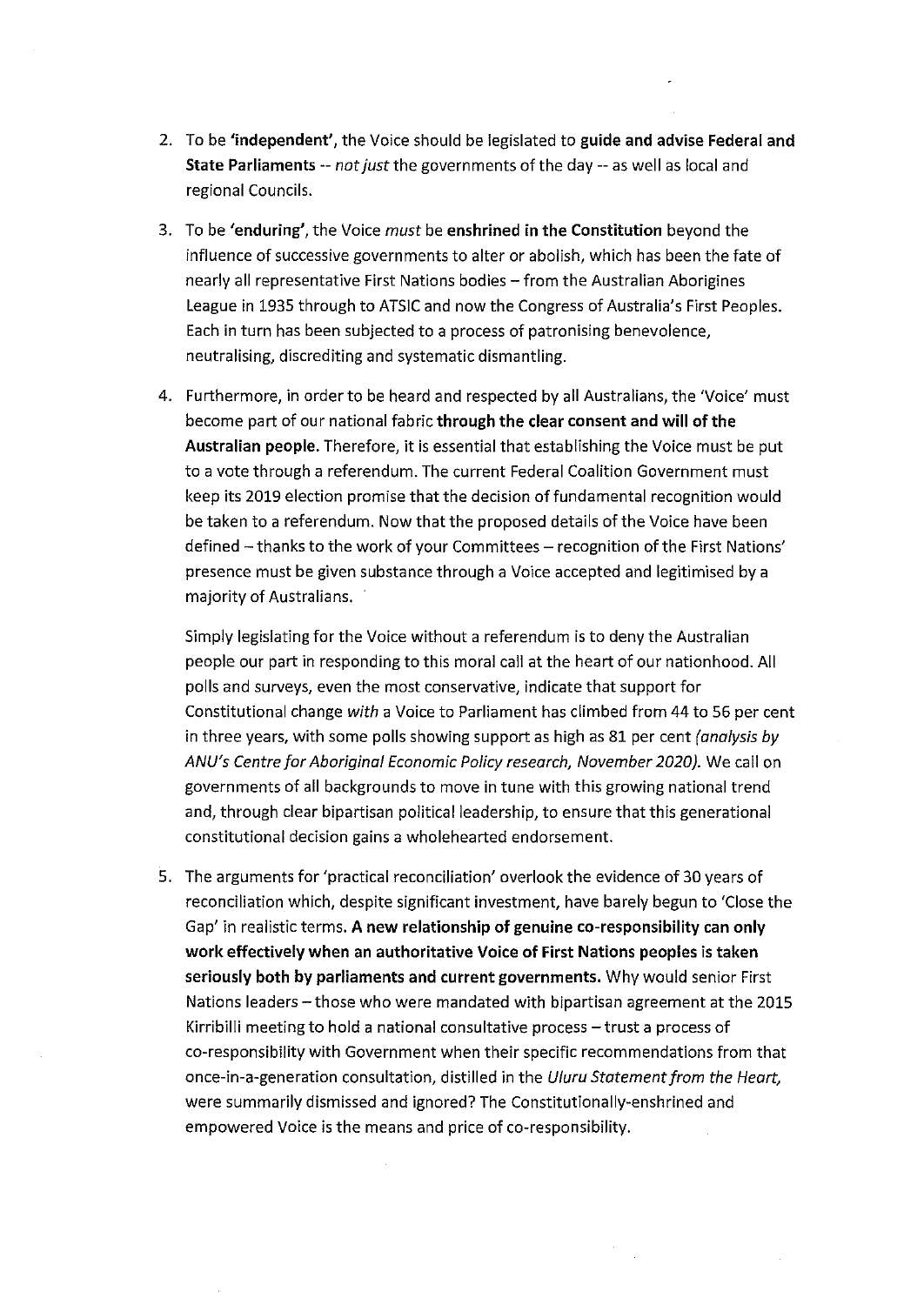2. To be **'independent'**, the Voice should be legislated to **guide and advise Federal and State Parliaments** -- *not just* the governments of the day -- as well as local and regional Councils.

3. To be **'enduring'**, the Voice *must* be **enshrined in the Constitution** beyond the influence of successive governments to alter or abolish, which has been the fate of nearly all representative First Nations bodies – from the Australian Aborigines League in 1935 through to ATSIC and now the Congress of Australia's First Peoples. Each in turn has been subjected to a process of patronising benevolence, neutralising, discrediting and systematic dismantling.

4. Furthermore, in order to be heard and respected by all Australians, the 'Voice' must become part of our national fabric **through the clear consent and will of the Australian people.** Therefore, it is essential that establishing the Voice must be put to a vote through a referendum. The current Federal Coalition Government must keep its 2019 election promise that the decision of fundamental recognition would be taken to a referendum. Now that the proposed details of the Voice have been defined – thanks to the work of your Committees – recognition of the First Nations' presence must be given substance through a Voice accepted and legitimised by a majority of Australians.

   Simply legislating for the Voice without a referendum is to deny the Australian people our part in responding to this moral call at the heart of our nationhood. All polls and surveys, even the most conservative, indicate that support for Constitutional change *with* a Voice to Parliament has climbed from 44 to 56 per cent in three years, with some polls showing support as high as 81 per cent *(analysis by ANU's Centre for Aboriginal Economic Policy research, November 2020).* We call on governments of all backgrounds to move in tune with this growing national trend and, through clear bipartisan political leadership, to ensure that this generational constitutional decision gains a wholehearted endorsement.

5. The arguments for 'practical reconciliation' overlook the evidence of 30 years of reconciliation which, despite significant investment, have barely begun to 'Close the Gap' in realistic terms. **A new relationship of genuine co-responsibility can only work effectively when an authoritative Voice of First Nations peoples is taken seriously both by parliaments and current governments.** Why would senior First Nations leaders – those who were mandated with bipartisan agreement at the 2015 Kirribilli meeting to hold a national consultative process – trust a process of co-responsibility with Government when their specific recommendations from that once-in-a-generation consultation, distilled in the *Uluru Statement from the Heart,* were summarily dismissed and ignored? The Constitutionally-enshrined and empowered Voice is the means and price of co-responsibility.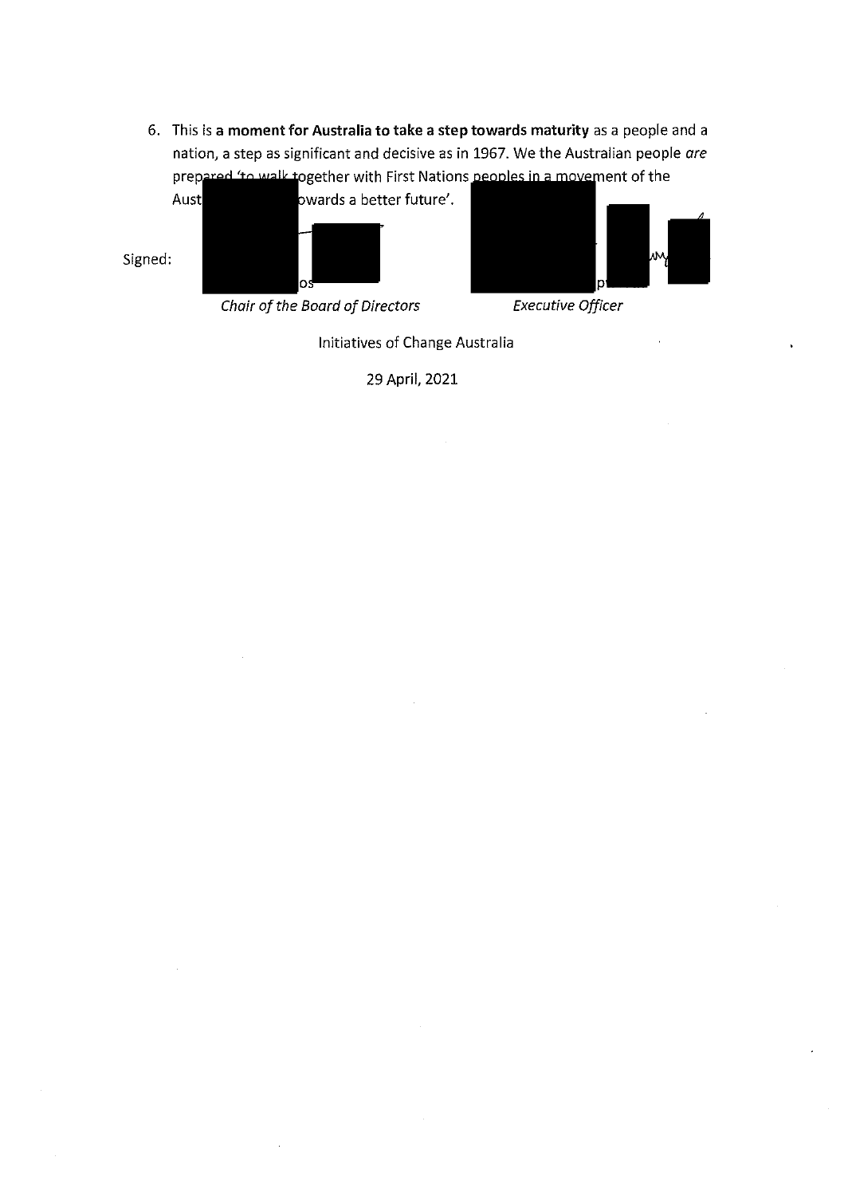6. This is **a moment for Australia to take a step towards maturity** as a people and a nation, a step as significant and decisive as in 1967. We the Australian people *are* prepared 'to walk together with First Nations peoples in a movement of the Aust owards a better future'.

Signed:

*Chair of the Board of Directors* *Executive Officer*

Initiatives of Change Australia

29 April, 2021